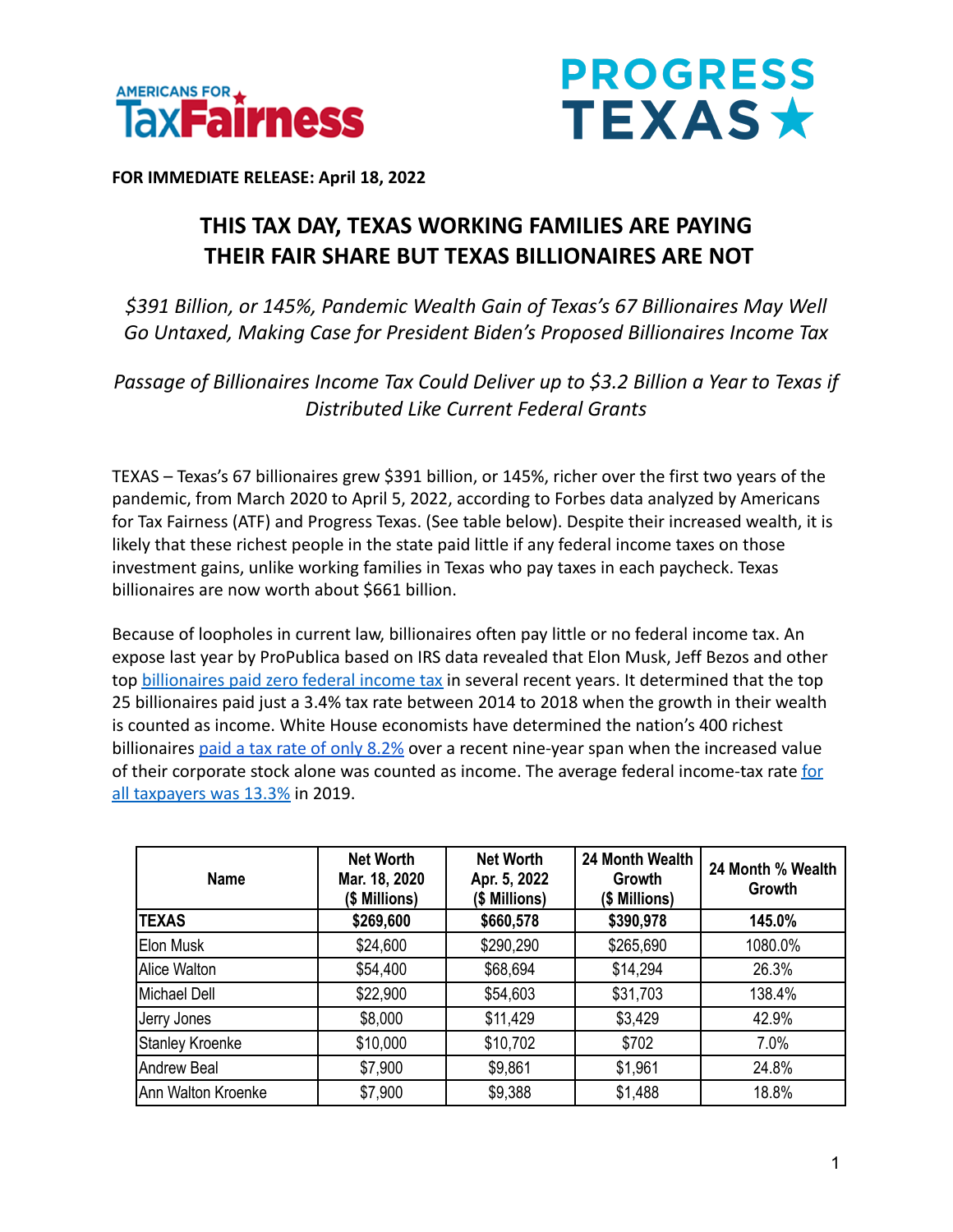Americans for Tax Fairness

PROGRESS TEXAS

**FOR IMMEDIATE RELEASE: April 18, 2022**

# THIS TAX DAY, TEXAS WORKING FAMILIES ARE PAYING THEIR FAIR SHARE BUT TEXAS BILLIONAIRES ARE NOT

*$391 Billion, or 145%, Pandemic Wealth Gain of Texas's 67 Billionaires May Well Go Untaxed, Making Case for President Biden's Proposed Billionaires Income Tax*

*Passage of Billionaires Income Tax Could Deliver up to $3.2 Billion a Year to Texas if Distributed Like Current Federal Grants*

TEXAS – Texas's 67 billionaires grew $391 billion, or 145%, richer over the first two years of the pandemic, from March 2020 to April 5, 2022, according to Forbes data analyzed by Americans for Tax Fairness (ATF) and Progress Texas. (See table below). Despite their increased wealth, it is likely that these richest people in the state paid little if any federal income taxes on those investment gains, unlike working families in Texas who pay taxes in each paycheck. Texas billionaires are now worth about $661 billion.

Because of loopholes in current law, billionaires often pay little or no federal income tax. An expose last year by ProPublica based on IRS data revealed that Elon Musk, Jeff Bezos and other top billionaires paid zero federal income tax in several recent years. It determined that the top 25 billionaires paid just a 3.4% tax rate between 2014 to 2018 when the growth in their wealth is counted as income. White House economists have determined the nation's 400 richest billionaires paid a tax rate of only 8.2% over a recent nine-year span when the increased value of their corporate stock alone was counted as income. The average federal income-tax rate for all taxpayers was 13.3% in 2019.

| Name | Net Worth Mar. 18, 2020 ($ Millions) | Net Worth Apr. 5, 2022 ($ Millions) | 24 Month Wealth Growth ($ Millions) | 24 Month % Wealth Growth |
|---|---|---|---|---|
| **TEXAS** | **$269,600** | **$660,578** | **$390,978** | **145.0%** |
| Elon Musk | $24,600 | $290,290 | $265,690 | 1080.0% |
| Alice Walton | $54,400 | $68,694 | $14,294 | 26.3% |
| Michael Dell | $22,900 | $54,603 | $31,703 | 138.4% |
| Jerry Jones | $8,000 | $11,429 | $3,429 | 42.9% |
| Stanley Kroenke | $10,000 | $10,702 | $702 | 7.0% |
| Andrew Beal | $7,900 | $9,861 | $1,961 | 24.8% |
| Ann Walton Kroenke | $7,900 | $9,388 | $1,488 | 18.8% |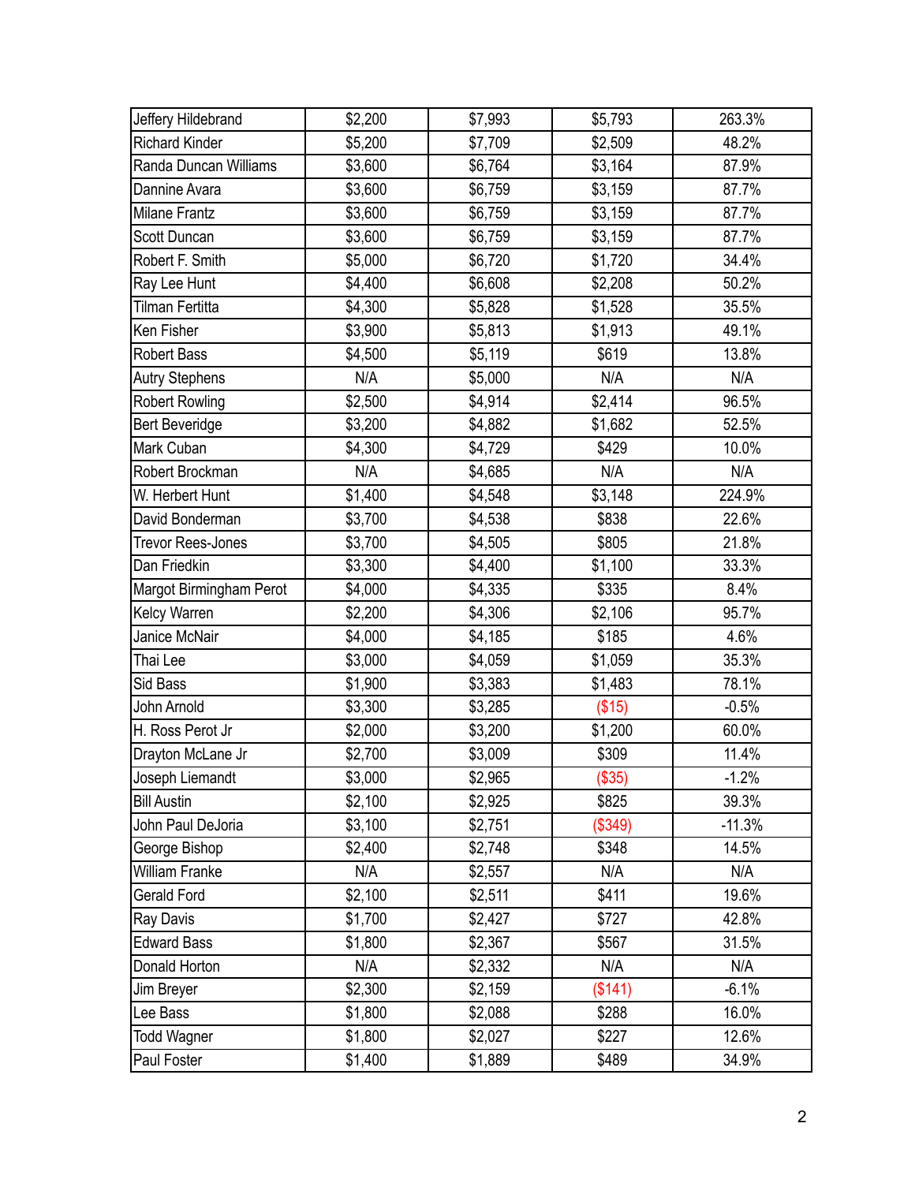| | | | | |
|---|---|---|---|---|
| Jeffery Hildebrand | $2,200 | $7,993 | $5,793 | 263.3% |
| Richard Kinder | $5,200 | $7,709 | $2,509 | 48.2% |
| Randa Duncan Williams | $3,600 | $6,764 | $3,164 | 87.9% |
| Dannine Avara | $3,600 | $6,759 | $3,159 | 87.7% |
| Milane Frantz | $3,600 | $6,759 | $3,159 | 87.7% |
| Scott Duncan | $3,600 | $6,759 | $3,159 | 87.7% |
| Robert F. Smith | $5,000 | $6,720 | $1,720 | 34.4% |
| Ray Lee Hunt | $4,400 | $6,608 | $2,208 | 50.2% |
| Tilman Fertitta | $4,300 | $5,828 | $1,528 | 35.5% |
| Ken Fisher | $3,900 | $5,813 | $1,913 | 49.1% |
| Robert Bass | $4,500 | $5,119 | $619 | 13.8% |
| Autry Stephens | N/A | $5,000 | N/A | N/A |
| Robert Rowling | $2,500 | $4,914 | $2,414 | 96.5% |
| Bert Beveridge | $3,200 | $4,882 | $1,682 | 52.5% |
| Mark Cuban | $4,300 | $4,729 | $429 | 10.0% |
| Robert Brockman | N/A | $4,685 | N/A | N/A |
| W. Herbert Hunt | $1,400 | $4,548 | $3,148 | 224.9% |
| David Bonderman | $3,700 | $4,538 | $838 | 22.6% |
| Trevor Rees-Jones | $3,700 | $4,505 | $805 | 21.8% |
| Dan Friedkin | $3,300 | $4,400 | $1,100 | 33.3% |
| Margot Birmingham Perot | $4,000 | $4,335 | $335 | 8.4% |
| Kelcy Warren | $2,200 | $4,306 | $2,106 | 95.7% |
| Janice McNair | $4,000 | $4,185 | $185 | 4.6% |
| Thai Lee | $3,000 | $4,059 | $1,059 | 35.3% |
| Sid Bass | $1,900 | $3,383 | $1,483 | 78.1% |
| John Arnold | $3,300 | $3,285 | ($15) | -0.5% |
| H. Ross Perot Jr | $2,000 | $3,200 | $1,200 | 60.0% |
| Drayton McLane Jr | $2,700 | $3,009 | $309 | 11.4% |
| Joseph Liemandt | $3,000 | $2,965 | ($35) | -1.2% |
| Bill Austin | $2,100 | $2,925 | $825 | 39.3% |
| John Paul DeJoria | $3,100 | $2,751 | ($349) | -11.3% |
| George Bishop | $2,400 | $2,748 | $348 | 14.5% |
| William Franke | N/A | $2,557 | N/A | N/A |
| Gerald Ford | $2,100 | $2,511 | $411 | 19.6% |
| Ray Davis | $1,700 | $2,427 | $727 | 42.8% |
| Edward Bass | $1,800 | $2,367 | $567 | 31.5% |
| Donald Horton | N/A | $2,332 | N/A | N/A |
| Jim Breyer | $2,300 | $2,159 | ($141) | -6.1% |
| Lee Bass | $1,800 | $2,088 | $288 | 16.0% |
| Todd Wagner | $1,800 | $2,027 | $227 | 12.6% |
| Paul Foster | $1,400 | $1,889 | $489 | 34.9% |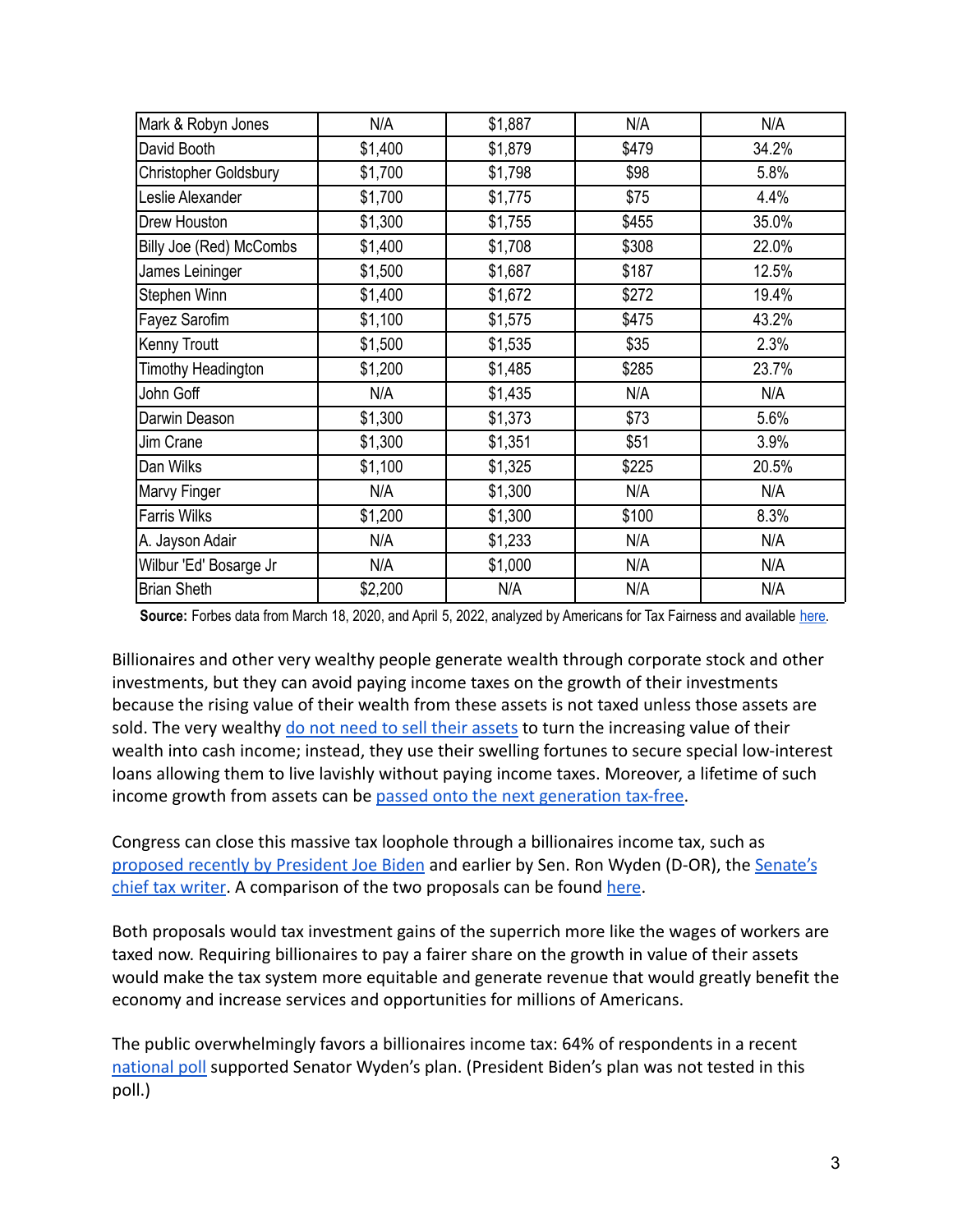| Mark & Robyn Jones | N/A | $1,887 | N/A | N/A |
|---|---|---|---|---|
| David Booth | $1,400 | $1,879 | $479 | 34.2% |
| Christopher Goldsbury | $1,700 | $1,798 | $98 | 5.8% |
| Leslie Alexander | $1,700 | $1,775 | $75 | 4.4% |
| Drew Houston | $1,300 | $1,755 | $455 | 35.0% |
| Billy Joe (Red) McCombs | $1,400 | $1,708 | $308 | 22.0% |
| James Leininger | $1,500 | $1,687 | $187 | 12.5% |
| Stephen Winn | $1,400 | $1,672 | $272 | 19.4% |
| Fayez Sarofim | $1,100 | $1,575 | $475 | 43.2% |
| Kenny Troutt | $1,500 | $1,535 | $35 | 2.3% |
| Timothy Headington | $1,200 | $1,485 | $285 | 23.7% |
| John Goff | N/A | $1,435 | N/A | N/A |
| Darwin Deason | $1,300 | $1,373 | $73 | 5.6% |
| Jim Crane | $1,300 | $1,351 | $51 | 3.9% |
| Dan Wilks | $1,100 | $1,325 | $225 | 20.5% |
| Marvy Finger | N/A | $1,300 | N/A | N/A |
| Farris Wilks | $1,200 | $1,300 | $100 | 8.3% |
| A. Jayson Adair | N/A | $1,233 | N/A | N/A |
| Wilbur 'Ed' Bosarge Jr | N/A | $1,000 | N/A | N/A |
| Brian Sheth | $2,200 | N/A | N/A | N/A |

**Source:** Forbes data from March 18, 2020, and April 5, 2022, analyzed by Americans for Tax Fairness and available here.

Billionaires and other very wealthy people generate wealth through corporate stock and other investments, but they can avoid paying income taxes on the growth of their investments because the rising value of their wealth from these assets is not taxed unless those assets are sold. The very wealthy do not need to sell their assets to turn the increasing value of their wealth into cash income; instead, they use their swelling fortunes to secure special low-interest loans allowing them to live lavishly without paying income taxes. Moreover, a lifetime of such income growth from assets can be passed onto the next generation tax-free.

Congress can close this massive tax loophole through a billionaires income tax, such as proposed recently by President Joe Biden and earlier by Sen. Ron Wyden (D-OR), the Senate's chief tax writer. A comparison of the two proposals can be found here.

Both proposals would tax investment gains of the superrich more like the wages of workers are taxed now. Requiring billionaires to pay a fairer share on the growth in value of their assets would make the tax system more equitable and generate revenue that would greatly benefit the economy and increase services and opportunities for millions of Americans.

The public overwhelmingly favors a billionaires income tax: 64% of respondents in a recent national poll supported Senator Wyden's plan. (President Biden's plan was not tested in this poll.)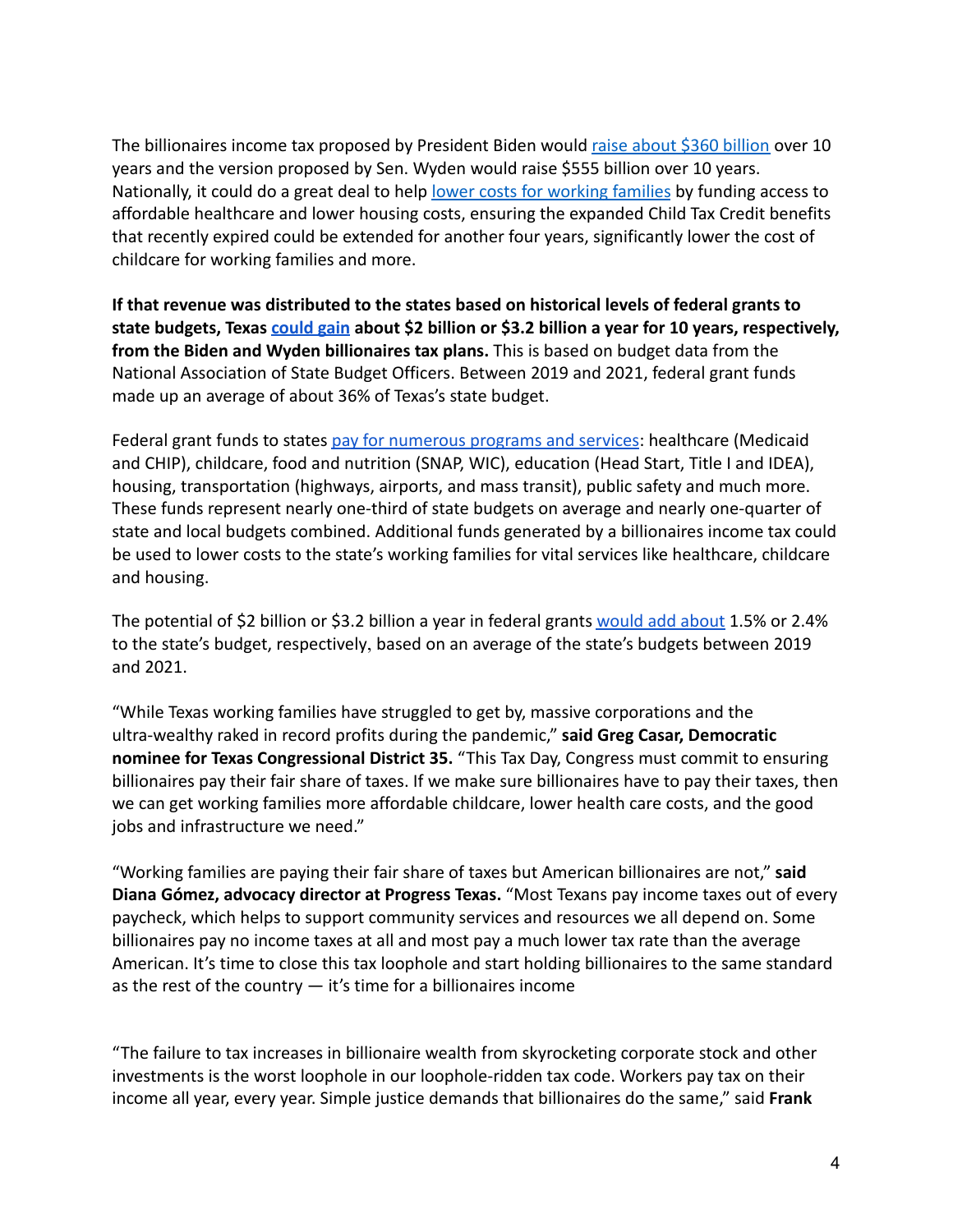The billionaires income tax proposed by President Biden would raise about $360 billion over 10 years and the version proposed by Sen. Wyden would raise $555 billion over 10 years. Nationally, it could do a great deal to help lower costs for working families by funding access to affordable healthcare and lower housing costs, ensuring the expanded Child Tax Credit benefits that recently expired could be extended for another four years, significantly lower the cost of childcare for working families and more.

**If that revenue was distributed to the states based on historical levels of federal grants to state budgets, Texas could gain about $2 billion or $3.2 billion a year for 10 years, respectively, from the Biden and Wyden billionaires tax plans.** This is based on budget data from the National Association of State Budget Officers. Between 2019 and 2021, federal grant funds made up an average of about 36% of Texas's state budget.

Federal grant funds to states pay for numerous programs and services: healthcare (Medicaid and CHIP), childcare, food and nutrition (SNAP, WIC), education (Head Start, Title I and IDEA), housing, transportation (highways, airports, and mass transit), public safety and much more. These funds represent nearly one-third of state budgets on average and nearly one-quarter of state and local budgets combined. Additional funds generated by a billionaires income tax could be used to lower costs to the state's working families for vital services like healthcare, childcare and housing.

The potential of $2 billion or $3.2 billion a year in federal grants would add about 1.5% or 2.4% to the state's budget, respectively, based on an average of the state's budgets between 2019 and 2021.

"While Texas working families have struggled to get by, massive corporations and the ultra-wealthy raked in record profits during the pandemic," **said Greg Casar, Democratic nominee for Texas Congressional District 35.** "This Tax Day, Congress must commit to ensuring billionaires pay their fair share of taxes. If we make sure billionaires have to pay their taxes, then we can get working families more affordable childcare, lower health care costs, and the good jobs and infrastructure we need."

"Working families are paying their fair share of taxes but American billionaires are not," **said Diana Gómez, advocacy director at Progress Texas.** "Most Texans pay income taxes out of every paycheck, which helps to support community services and resources we all depend on. Some billionaires pay no income taxes at all and most pay a much lower tax rate than the average American. It's time to close this tax loophole and start holding billionaires to the same standard as the rest of the country — it's time for a billionaires income

"The failure to tax increases in billionaire wealth from skyrocketing corporate stock and other investments is the worst loophole in our loophole-ridden tax code. Workers pay tax on their income all year, every year. Simple justice demands that billionaires do the same," said **Frank**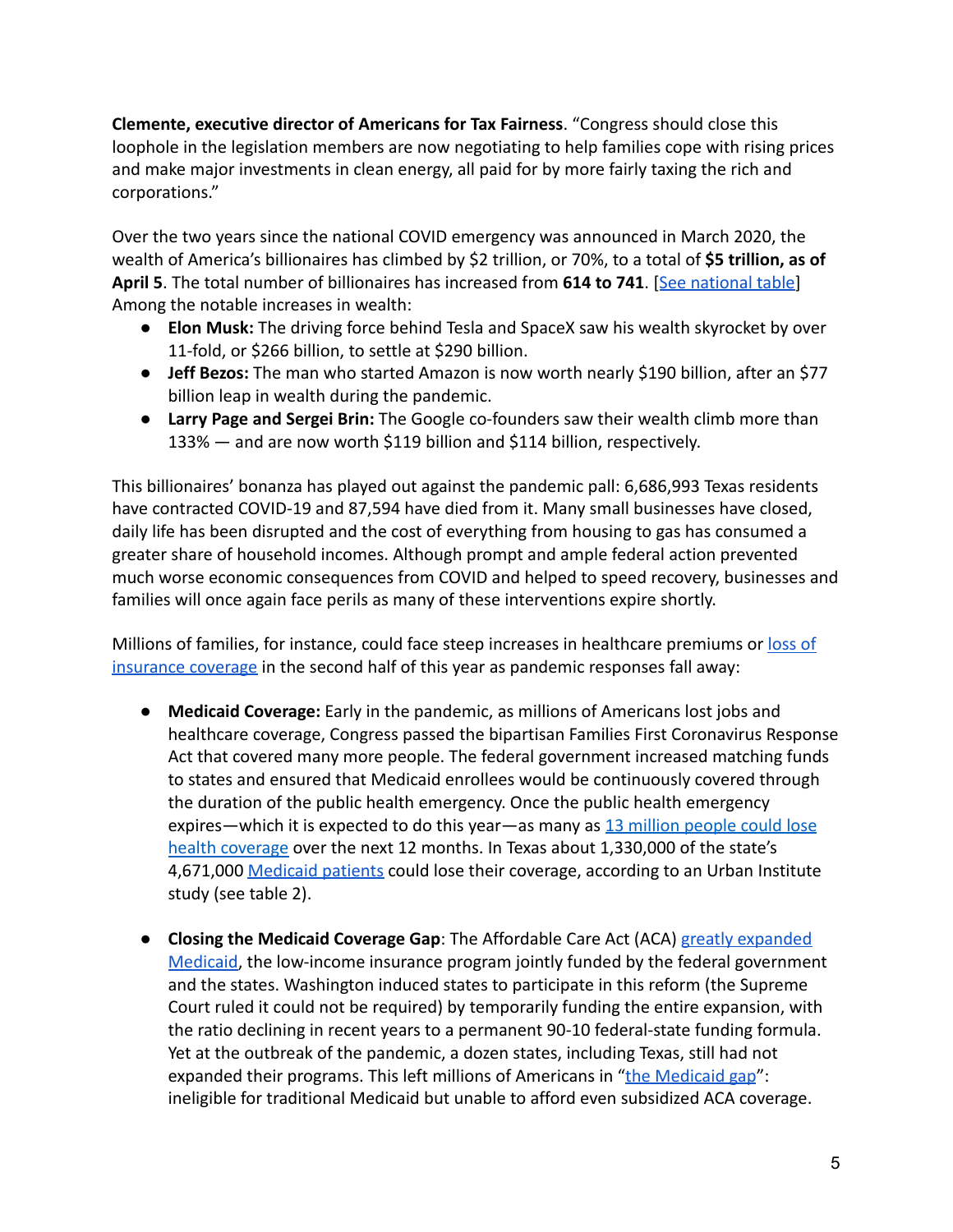**Clemente, executive director of Americans for Tax Fairness**. "Congress should close this loophole in the legislation members are now negotiating to help families cope with rising prices and make major investments in clean energy, all paid for by more fairly taxing the rich and corporations."

Over the two years since the national COVID emergency was announced in March 2020, the wealth of America's billionaires has climbed by $2 trillion, or 70%, to a total of **$5 trillion, as of April 5**. The total number of billionaires has increased from **614 to 741**. [See national table] Among the notable increases in wealth:

- **Elon Musk:** The driving force behind Tesla and SpaceX saw his wealth skyrocket by over 11-fold, or $266 billion, to settle at $290 billion.
- **Jeff Bezos:** The man who started Amazon is now worth nearly $190 billion, after an $77 billion leap in wealth during the pandemic.
- **Larry Page and Sergei Brin:** The Google co-founders saw their wealth climb more than 133% — and are now worth $119 billion and $114 billion, respectively.

This billionaires' bonanza has played out against the pandemic pall: 6,686,993 Texas residents have contracted COVID-19 and 87,594 have died from it. Many small businesses have closed, daily life has been disrupted and the cost of everything from housing to gas has consumed a greater share of household incomes. Although prompt and ample federal action prevented much worse economic consequences from COVID and helped to speed recovery, businesses and families will once again face perils as many of these interventions expire shortly.

Millions of families, for instance, could face steep increases in healthcare premiums or loss of insurance coverage in the second half of this year as pandemic responses fall away:

- **Medicaid Coverage:** Early in the pandemic, as millions of Americans lost jobs and healthcare coverage, Congress passed the bipartisan Families First Coronavirus Response Act that covered many more people. The federal government increased matching funds to states and ensured that Medicaid enrollees would be continuously covered through the duration of the public health emergency. Once the public health emergency expires—which it is expected to do this year—as many as 13 million people could lose health coverage over the next 12 months. In Texas about 1,330,000 of the state's 4,671,000 Medicaid patients could lose their coverage, according to an Urban Institute study (see table 2).

- **Closing the Medicaid Coverage Gap**: The Affordable Care Act (ACA) greatly expanded Medicaid, the low-income insurance program jointly funded by the federal government and the states. Washington induced states to participate in this reform (the Supreme Court ruled it could not be required) by temporarily funding the entire expansion, with the ratio declining in recent years to a permanent 90-10 federal-state funding formula. Yet at the outbreak of the pandemic, a dozen states, including Texas, still had not expanded their programs. This left millions of Americans in "the Medicaid gap": ineligible for traditional Medicaid but unable to afford even subsidized ACA coverage.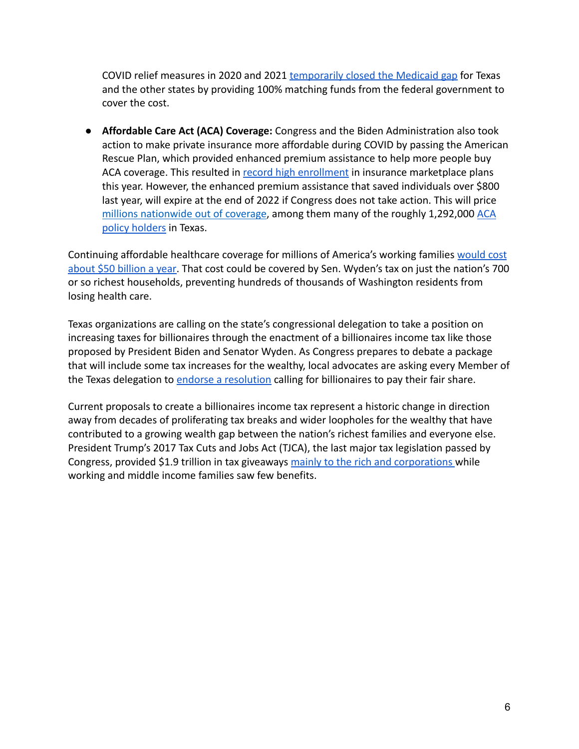COVID relief measures in 2020 and 2021 temporarily closed the Medicaid gap for Texas and the other states by providing 100% matching funds from the federal government to cover the cost.

- **Affordable Care Act (ACA) Coverage:** Congress and the Biden Administration also took action to make private insurance more affordable during COVID by passing the American Rescue Plan, which provided enhanced premium assistance to help more people buy ACA coverage. This resulted in record high enrollment in insurance marketplace plans this year. However, the enhanced premium assistance that saved individuals over $800 last year, will expire at the end of 2022 if Congress does not take action. This will price millions nationwide out of coverage, among them many of the roughly 1,292,000 ACA policy holders in Texas.

Continuing affordable healthcare coverage for millions of America's working families would cost about $50 billion a year. That cost could be covered by Sen. Wyden's tax on just the nation's 700 or so richest households, preventing hundreds of thousands of Washington residents from losing health care.

Texas organizations are calling on the state's congressional delegation to take a position on increasing taxes for billionaires through the enactment of a billionaires income tax like those proposed by President Biden and Senator Wyden. As Congress prepares to debate a package that will include some tax increases for the wealthy, local advocates are asking every Member of the Texas delegation to endorse a resolution calling for billionaires to pay their fair share.

Current proposals to create a billionaires income tax represent a historic change in direction away from decades of proliferating tax breaks and wider loopholes for the wealthy that have contributed to a growing wealth gap between the nation's richest families and everyone else. President Trump's 2017 Tax Cuts and Jobs Act (TJCA), the last major tax legislation passed by Congress, provided $1.9 trillion in tax giveaways mainly to the rich and corporations while working and middle income families saw few benefits.